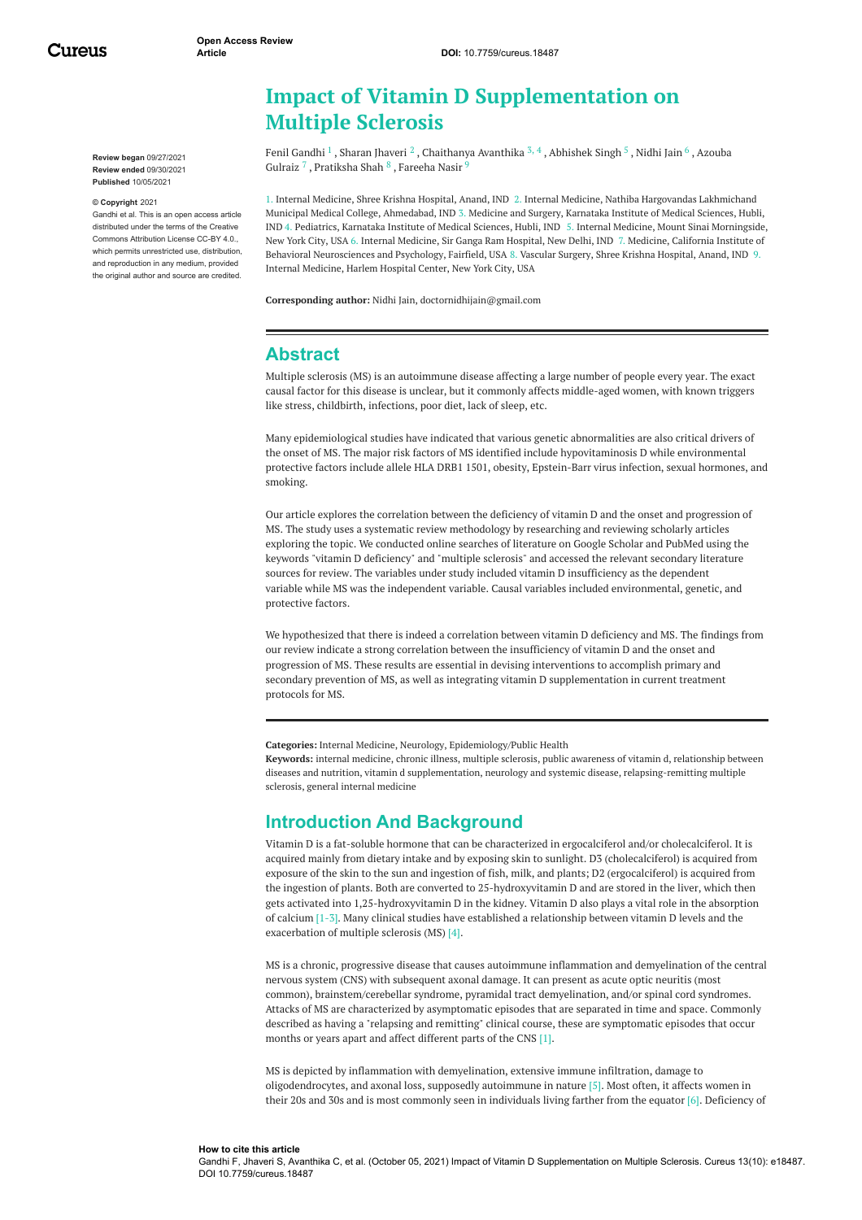Open Access Review Article

DOI: 10.7759/cureus.18487

# Impact of Vitamin D Supplementation on Multiple Sclerosis

**Review began** 09/27/2021
**Review ended** 09/30/2021
**Published** 10/05/2021

**© Copyright** 2021
Gandhi et al. This is an open access article distributed under the terms of the Creative Commons Attribution License CC-BY 4.0., which permits unrestricted use, distribution, and reproduction in any medium, provided the original author and source are credited.

Fenil Gandhi [1], Sharan Jhaveri [2], Chaithanya Avanthika [3, 4], Abhishek Singh [5], Nidhi Jain [6], Azouba Gulraiz [7], Pratiksha Shah [8], Fareeha Nasir [9]

1. Internal Medicine, Shree Krishna Hospital, Anand, IND 2. Internal Medicine, Nathiba Hargovandas Lakhmichand Municipal Medical College, Ahmedabad, IND 3. Medicine and Surgery, Karnataka Institute of Medical Sciences, Hubli, IND 4. Pediatrics, Karnataka Institute of Medical Sciences, Hubli, IND 5. Internal Medicine, Mount Sinai Morningside, New York City, USA 6. Internal Medicine, Sir Ganga Ram Hospital, New Delhi, IND 7. Medicine, California Institute of Behavioral Neurosciences and Psychology, Fairfield, USA 8. Vascular Surgery, Shree Krishna Hospital, Anand, IND 9. Internal Medicine, Harlem Hospital Center, New York City, USA

**Corresponding author:** Nidhi Jain, doctornidhijain@gmail.com

## Abstract

Multiple sclerosis (MS) is an autoimmune disease affecting a large number of people every year. The exact causal factor for this disease is unclear, but it commonly affects middle-aged women, with known triggers like stress, childbirth, infections, poor diet, lack of sleep, etc.

Many epidemiological studies have indicated that various genetic abnormalities are also critical drivers of the onset of MS. The major risk factors of MS identified include hypovitaminosis D while environmental protective factors include allele HLA DRB1 1501, obesity, Epstein-Barr virus infection, sexual hormones, and smoking.

Our article explores the correlation between the deficiency of vitamin D and the onset and progression of MS. The study uses a systematic review methodology by researching and reviewing scholarly articles exploring the topic. We conducted online searches of literature on Google Scholar and PubMed using the keywords "vitamin D deficiency" and "multiple sclerosis" and accessed the relevant secondary literature sources for review. The variables under study included vitamin D insufficiency as the dependent variable while MS was the independent variable. Causal variables included environmental, genetic, and protective factors.

We hypothesized that there is indeed a correlation between vitamin D deficiency and MS. The findings from our review indicate a strong correlation between the insufficiency of vitamin D and the onset and progression of MS. These results are essential in devising interventions to accomplish primary and secondary prevention of MS, as well as integrating vitamin D supplementation in current treatment protocols for MS.

**Categories:** Internal Medicine, Neurology, Epidemiology/Public Health
**Keywords:** internal medicine, chronic illness, multiple sclerosis, public awareness of vitamin d, relationship between diseases and nutrition, vitamin d supplementation, neurology and systemic disease, relapsing-remitting multiple sclerosis, general internal medicine

## Introduction And Background

Vitamin D is a fat-soluble hormone that can be characterized in ergocalciferol and/or cholecalciferol. It is acquired mainly from dietary intake and by exposing skin to sunlight. D3 (cholecalciferol) is acquired from exposure of the skin to the sun and ingestion of fish, milk, and plants; D2 (ergocalciferol) is acquired from the ingestion of plants. Both are converted to 25-hydroxyvitamin D and are stored in the liver, which then gets activated into 1,25-hydroxyvitamin D in the kidney. Vitamin D also plays a vital role in the absorption of calcium [1-3]. Many clinical studies have established a relationship between vitamin D levels and the exacerbation of multiple sclerosis (MS) [4].

MS is a chronic, progressive disease that causes autoimmune inflammation and demyelination of the central nervous system (CNS) with subsequent axonal damage. It can present as acute optic neuritis (most common), brainstem/cerebellar syndrome, pyramidal tract demyelination, and/or spinal cord syndromes. Attacks of MS are characterized by asymptomatic episodes that are separated in time and space. Commonly described as having a "relapsing and remitting" clinical course, these are symptomatic episodes that occur months or years apart and affect different parts of the CNS [1].

MS is depicted by inflammation with demyelination, extensive immune infiltration, damage to oligodendrocytes, and axonal loss, supposedly autoimmune in nature [5]. Most often, it affects women in their 20s and 30s and is most commonly seen in individuals living farther from the equator [6]. Deficiency of

**How to cite this article**
Gandhi F, Jhaveri S, Avanthika C, et al. (October 05, 2021) Impact of Vitamin D Supplementation on Multiple Sclerosis. Cureus 13(10): e18487. DOI 10.7759/cureus.18487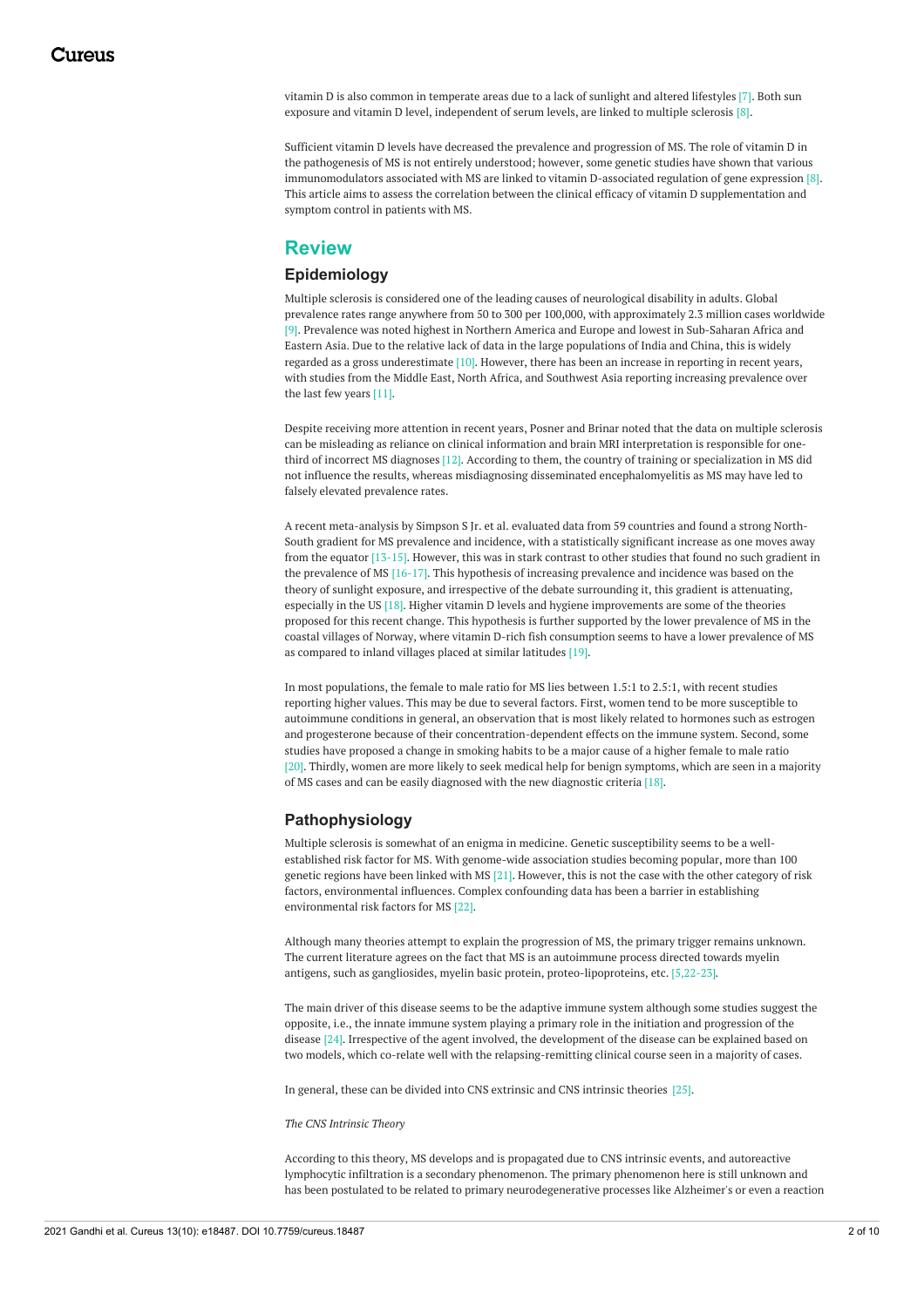vitamin D is also common in temperate areas due to a lack of sunlight and altered lifestyles [7]. Both sun exposure and vitamin D level, independent of serum levels, are linked to multiple sclerosis [8].

Sufficient vitamin D levels have decreased the prevalence and progression of MS. The role of vitamin D in the pathogenesis of MS is not entirely understood; however, some genetic studies have shown that various immunomodulators associated with MS are linked to vitamin D-associated regulation of gene expression [8]. This article aims to assess the correlation between the clinical efficacy of vitamin D supplementation and symptom control in patients with MS.

## Review

### Epidemiology

Multiple sclerosis is considered one of the leading causes of neurological disability in adults. Global prevalence rates range anywhere from 50 to 300 per 100,000, with approximately 2.3 million cases worldwide [9]. Prevalence was noted highest in Northern America and Europe and lowest in Sub-Saharan Africa and Eastern Asia. Due to the relative lack of data in the large populations of India and China, this is widely regarded as a gross underestimate [10]. However, there has been an increase in reporting in recent years, with studies from the Middle East, North Africa, and Southwest Asia reporting increasing prevalence over the last few years [11].

Despite receiving more attention in recent years, Posner and Brinar noted that the data on multiple sclerosis can be misleading as reliance on clinical information and brain MRI interpretation is responsible for one-third of incorrect MS diagnoses [12]. According to them, the country of training or specialization in MS did not influence the results, whereas misdiagnosing disseminated encephalomyelitis as MS may have led to falsely elevated prevalence rates.

A recent meta-analysis by Simpson S Jr. et al. evaluated data from 59 countries and found a strong North-South gradient for MS prevalence and incidence, with a statistically significant increase as one moves away from the equator [13-15]. However, this was in stark contrast to other studies that found no such gradient in the prevalence of MS [16-17]. This hypothesis of increasing prevalence and incidence was based on the theory of sunlight exposure, and irrespective of the debate surrounding it, this gradient is attenuating, especially in the US [18]. Higher vitamin D levels and hygiene improvements are some of the theories proposed for this recent change. This hypothesis is further supported by the lower prevalence of MS in the coastal villages of Norway, where vitamin D-rich fish consumption seems to have a lower prevalence of MS as compared to inland villages placed at similar latitudes [19].

In most populations, the female to male ratio for MS lies between 1.5:1 to 2.5:1, with recent studies reporting higher values. This may be due to several factors. First, women tend to be more susceptible to autoimmune conditions in general, an observation that is most likely related to hormones such as estrogen and progesterone because of their concentration-dependent effects on the immune system. Second, some studies have proposed a change in smoking habits to be a major cause of a higher female to male ratio [20]. Thirdly, women are more likely to seek medical help for benign symptoms, which are seen in a majority of MS cases and can be easily diagnosed with the new diagnostic criteria [18].

### Pathophysiology

Multiple sclerosis is somewhat of an enigma in medicine. Genetic susceptibility seems to be a well-established risk factor for MS. With genome-wide association studies becoming popular, more than 100 genetic regions have been linked with MS [21]. However, this is not the case with the other category of risk factors, environmental influences. Complex confounding data has been a barrier in establishing environmental risk factors for MS [22].

Although many theories attempt to explain the progression of MS, the primary trigger remains unknown. The current literature agrees on the fact that MS is an autoimmune process directed towards myelin antigens, such as gangliosides, myelin basic protein, proteo-lipoproteins, etc. [5,22-23].

The main driver of this disease seems to be the adaptive immune system although some studies suggest the opposite, i.e., the innate immune system playing a primary role in the initiation and progression of the disease [24]. Irrespective of the agent involved, the development of the disease can be explained based on two models, which co-relate well with the relapsing-remitting clinical course seen in a majority of cases.

In general, these can be divided into CNS extrinsic and CNS intrinsic theories [25].

*The CNS Intrinsic Theory*

According to this theory, MS develops and is propagated due to CNS intrinsic events, and autoreactive lymphocytic infiltration is a secondary phenomenon. The primary phenomenon here is still unknown and has been postulated to be related to primary neurodegenerative processes like Alzheimer's or even a reaction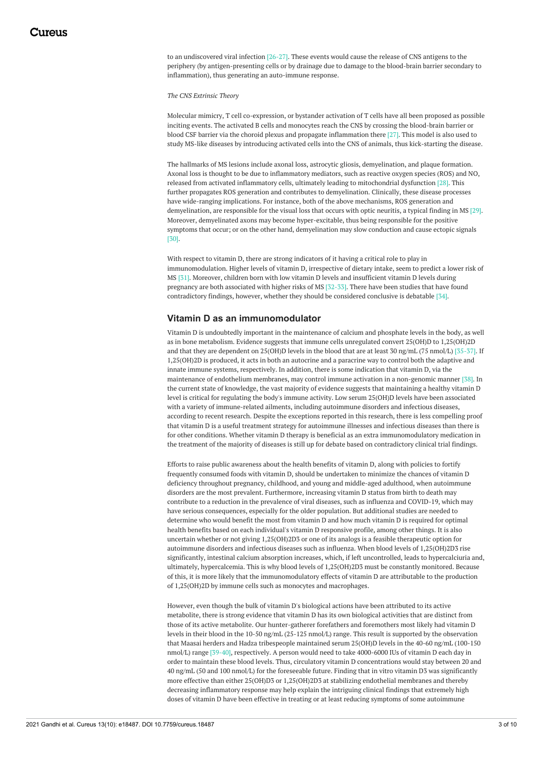to an undiscovered viral infection [26-27]. These events would cause the release of CNS antigens to the periphery (by antigen-presenting cells or by drainage due to damage to the blood-brain barrier secondary to inflammation), thus generating an auto-immune response.

*The CNS Extrinsic Theory*

Molecular mimicry, T cell co-expression, or bystander activation of T cells have all been proposed as possible inciting events. The activated B cells and monocytes reach the CNS by crossing the blood-brain barrier or blood CSF barrier via the choroid plexus and propagate inflammation there [27]. This model is also used to study MS-like diseases by introducing activated cells into the CNS of animals, thus kick-starting the disease.

The hallmarks of MS lesions include axonal loss, astrocytic gliosis, demyelination, and plaque formation. Axonal loss is thought to be due to inflammatory mediators, such as reactive oxygen species (ROS) and NO, released from activated inflammatory cells, ultimately leading to mitochondrial dysfunction [28]. This further propagates ROS generation and contributes to demyelination. Clinically, these disease processes have wide-ranging implications. For instance, both of the above mechanisms, ROS generation and demyelination, are responsible for the visual loss that occurs with optic neuritis, a typical finding in MS [29]. Moreover, demyelinated axons may become hyper-excitable, thus being responsible for the positive symptoms that occur; or on the other hand, demyelination may slow conduction and cause ectopic signals [30].

With respect to vitamin D, there are strong indicators of it having a critical role to play in immunomodulation. Higher levels of vitamin D, irrespective of dietary intake, seem to predict a lower risk of MS [31]. Moreover, children born with low vitamin D levels and insufficient vitamin D levels during pregnancy are both associated with higher risks of MS [32-33]. There have been studies that have found contradictory findings, however, whether they should be considered conclusive is debatable [34].

## Vitamin D as an immunomodulator

Vitamin D is undoubtedly important in the maintenance of calcium and phosphate levels in the body, as well as in bone metabolism. Evidence suggests that immune cells unregulated convert 25(OH)D to 1,25(OH)2D and that they are dependent on 25(OH)D levels in the blood that are at least 30 ng/mL (75 nmol/L) [35-37]. If 1,25(OH)2D is produced, it acts in both an autocrine and a paracrine way to control both the adaptive and innate immune systems, respectively. In addition, there is some indication that vitamin D, via the maintenance of endothelium membranes, may control immune activation in a non-genomic manner [38]. In the current state of knowledge, the vast majority of evidence suggests that maintaining a healthy vitamin D level is critical for regulating the body's immune activity. Low serum 25(OH)D levels have been associated with a variety of immune-related ailments, including autoimmune disorders and infectious diseases, according to recent research. Despite the exceptions reported in this research, there is less compelling proof that vitamin D is a useful treatment strategy for autoimmune illnesses and infectious diseases than there is for other conditions. Whether vitamin D therapy is beneficial as an extra immunomodulatory medication in the treatment of the majority of diseases is still up for debate based on contradictory clinical trial findings.

Efforts to raise public awareness about the health benefits of vitamin D, along with policies to fortify frequently consumed foods with vitamin D, should be undertaken to minimize the chances of vitamin D deficiency throughout pregnancy, childhood, and young and middle-aged adulthood, when autoimmune disorders are the most prevalent. Furthermore, increasing vitamin D status from birth to death may contribute to a reduction in the prevalence of viral diseases, such as influenza and COVID-19, which may have serious consequences, especially for the older population. But additional studies are needed to determine who would benefit the most from vitamin D and how much vitamin D is required for optimal health benefits based on each individual's vitamin D responsive profile, among other things. It is also uncertain whether or not giving 1,25(OH)2D3 or one of its analogs is a feasible therapeutic option for autoimmune disorders and infectious diseases such as influenza. When blood levels of 1,25(OH)2D3 rise significantly, intestinal calcium absorption increases, which, if left uncontrolled, leads to hypercalciuria and, ultimately, hypercalcemia. This is why blood levels of 1,25(OH)2D3 must be constantly monitored. Because of this, it is more likely that the immunomodulatory effects of vitamin D are attributable to the production of 1,25(OH)2D by immune cells such as monocytes and macrophages.

However, even though the bulk of vitamin D's biological actions have been attributed to its active metabolite, there is strong evidence that vitamin D has its own biological activities that are distinct from those of its active metabolite. Our hunter-gatherer forefathers and foremothers most likely had vitamin D levels in their blood in the 10-50 ng/mL (25-125 nmol/L) range. This result is supported by the observation that Maasai herders and Hadza tribespeople maintained serum 25(OH)D levels in the 40-60 ng/mL (100-150 nmol/L) range [39-40], respectively. A person would need to take 4000-6000 IUs of vitamin D each day in order to maintain these blood levels. Thus, circulatory vitamin D concentrations would stay between 20 and 40 ng/mL (50 and 100 nmol/L) for the foreseeable future. Finding that in vitro vitamin D3 was significantly more effective than either 25(OH)D3 or 1,25(OH)2D3 at stabilizing endothelial membranes and thereby decreasing inflammatory response may help explain the intriguing clinical findings that extremely high doses of vitamin D have been effective in treating or at least reducing symptoms of some autoimmune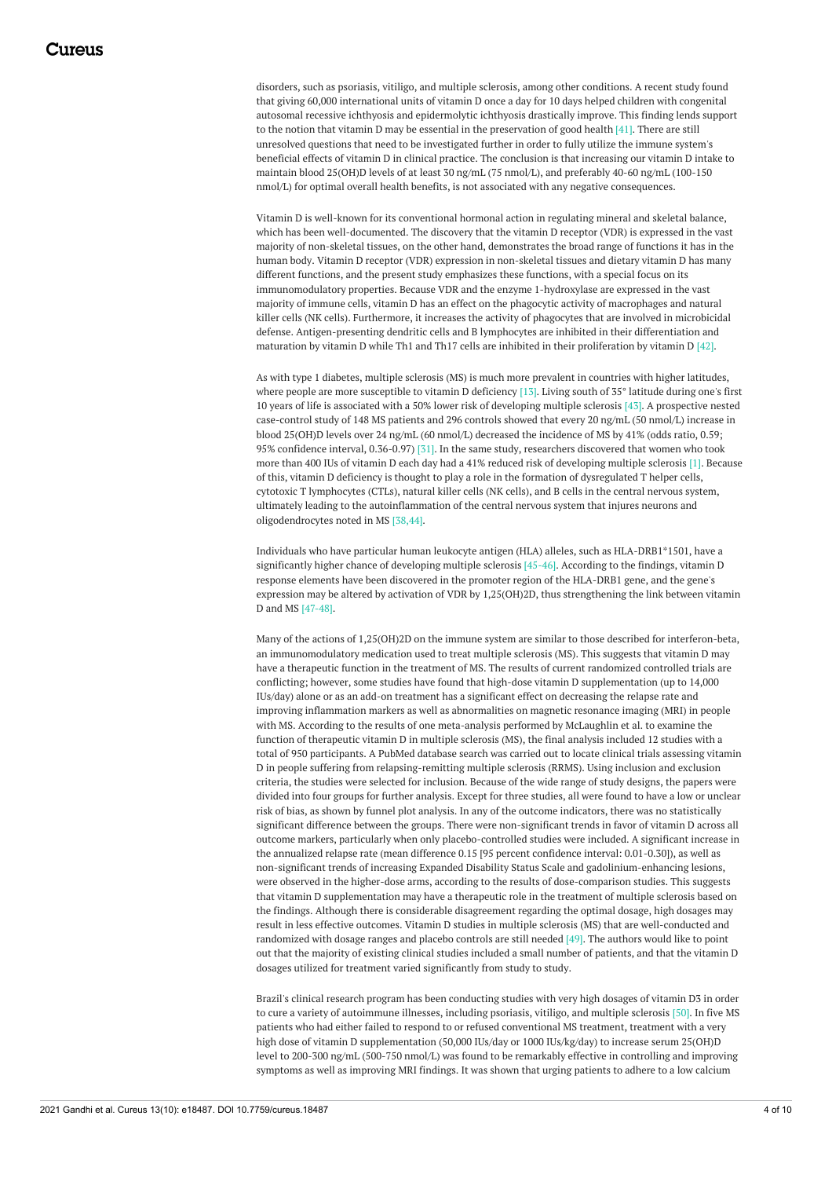disorders, such as psoriasis, vitiligo, and multiple sclerosis, among other conditions. A recent study found that giving 60,000 international units of vitamin D once a day for 10 days helped children with congenital autosomal recessive ichthyosis and epidermolytic ichthyosis drastically improve. This finding lends support to the notion that vitamin D may be essential in the preservation of good health [41]. There are still unresolved questions that need to be investigated further in order to fully utilize the immune system's beneficial effects of vitamin D in clinical practice. The conclusion is that increasing our vitamin D intake to maintain blood 25(OH)D levels of at least 30 ng/mL (75 nmol/L), and preferably 40-60 ng/mL (100-150 nmol/L) for optimal overall health benefits, is not associated with any negative consequences.

Vitamin D is well-known for its conventional hormonal action in regulating mineral and skeletal balance, which has been well-documented. The discovery that the vitamin D receptor (VDR) is expressed in the vast majority of non-skeletal tissues, on the other hand, demonstrates the broad range of functions it has in the human body. Vitamin D receptor (VDR) expression in non-skeletal tissues and dietary vitamin D has many different functions, and the present study emphasizes these functions, with a special focus on its immunomodulatory properties. Because VDR and the enzyme 1-hydroxylase are expressed in the vast majority of immune cells, vitamin D has an effect on the phagocytic activity of macrophages and natural killer cells (NK cells). Furthermore, it increases the activity of phagocytes that are involved in microbicidal defense. Antigen-presenting dendritic cells and B lymphocytes are inhibited in their differentiation and maturation by vitamin D while Th1 and Th17 cells are inhibited in their proliferation by vitamin D [42].

As with type 1 diabetes, multiple sclerosis (MS) is much more prevalent in countries with higher latitudes, where people are more susceptible to vitamin D deficiency [13]. Living south of 35° latitude during one's first 10 years of life is associated with a 50% lower risk of developing multiple sclerosis [43]. A prospective nested case-control study of 148 MS patients and 296 controls showed that every 20 ng/mL (50 nmol/L) increase in blood 25(OH)D levels over 24 ng/mL (60 nmol/L) decreased the incidence of MS by 41% (odds ratio, 0.59; 95% confidence interval, 0.36-0.97) [31]. In the same study, researchers discovered that women who took more than 400 IUs of vitamin D each day had a 41% reduced risk of developing multiple sclerosis [1]. Because of this, vitamin D deficiency is thought to play a role in the formation of dysregulated T helper cells, cytotoxic T lymphocytes (CTLs), natural killer cells (NK cells), and B cells in the central nervous system, ultimately leading to the autoinflammation of the central nervous system that injures neurons and oligodendrocytes noted in MS [38,44].

Individuals who have particular human leukocyte antigen (HLA) alleles, such as HLA-DRB1*1501, have a significantly higher chance of developing multiple sclerosis [45-46]. According to the findings, vitamin D response elements have been discovered in the promoter region of the HLA-DRB1 gene, and the gene's expression may be altered by activation of VDR by 1,25(OH)2D, thus strengthening the link between vitamin D and MS [47-48].

Many of the actions of 1,25(OH)2D on the immune system are similar to those described for interferon-beta, an immunomodulatory medication used to treat multiple sclerosis (MS). This suggests that vitamin D may have a therapeutic function in the treatment of MS. The results of current randomized controlled trials are conflicting; however, some studies have found that high-dose vitamin D supplementation (up to 14,000 IUs/day) alone or as an add-on treatment has a significant effect on decreasing the relapse rate and improving inflammation markers as well as abnormalities on magnetic resonance imaging (MRI) in people with MS. According to the results of one meta-analysis performed by McLaughlin et al. to examine the function of therapeutic vitamin D in multiple sclerosis (MS), the final analysis included 12 studies with a total of 950 participants. A PubMed database search was carried out to locate clinical trials assessing vitamin D in people suffering from relapsing-remitting multiple sclerosis (RRMS). Using inclusion and exclusion criteria, the studies were selected for inclusion. Because of the wide range of study designs, the papers were divided into four groups for further analysis. Except for three studies, all were found to have a low or unclear risk of bias, as shown by funnel plot analysis. In any of the outcome indicators, there was no statistically significant difference between the groups. There were non-significant trends in favor of vitamin D across all outcome markers, particularly when only placebo-controlled studies were included. A significant increase in the annualized relapse rate (mean difference 0.15 [95 percent confidence interval: 0.01-0.30]), as well as non-significant trends of increasing Expanded Disability Status Scale and gadolinium-enhancing lesions, were observed in the higher-dose arms, according to the results of dose-comparison studies. This suggests that vitamin D supplementation may have a therapeutic role in the treatment of multiple sclerosis based on the findings. Although there is considerable disagreement regarding the optimal dosage, high dosages may result in less effective outcomes. Vitamin D studies in multiple sclerosis (MS) that are well-conducted and randomized with dosage ranges and placebo controls are still needed [49]. The authors would like to point out that the majority of existing clinical studies included a small number of patients, and that the vitamin D dosages utilized for treatment varied significantly from study to study.

Brazil's clinical research program has been conducting studies with very high dosages of vitamin D3 in order to cure a variety of autoimmune illnesses, including psoriasis, vitiligo, and multiple sclerosis [50]. In five MS patients who had either failed to respond to or refused conventional MS treatment, treatment with a very high dose of vitamin D supplementation (50,000 IUs/day or 1000 IUs/kg/day) to increase serum 25(OH)D level to 200-300 ng/mL (500-750 nmol/L) was found to be remarkably effective in controlling and improving symptoms as well as improving MRI findings. It was shown that urging patients to adhere to a low calcium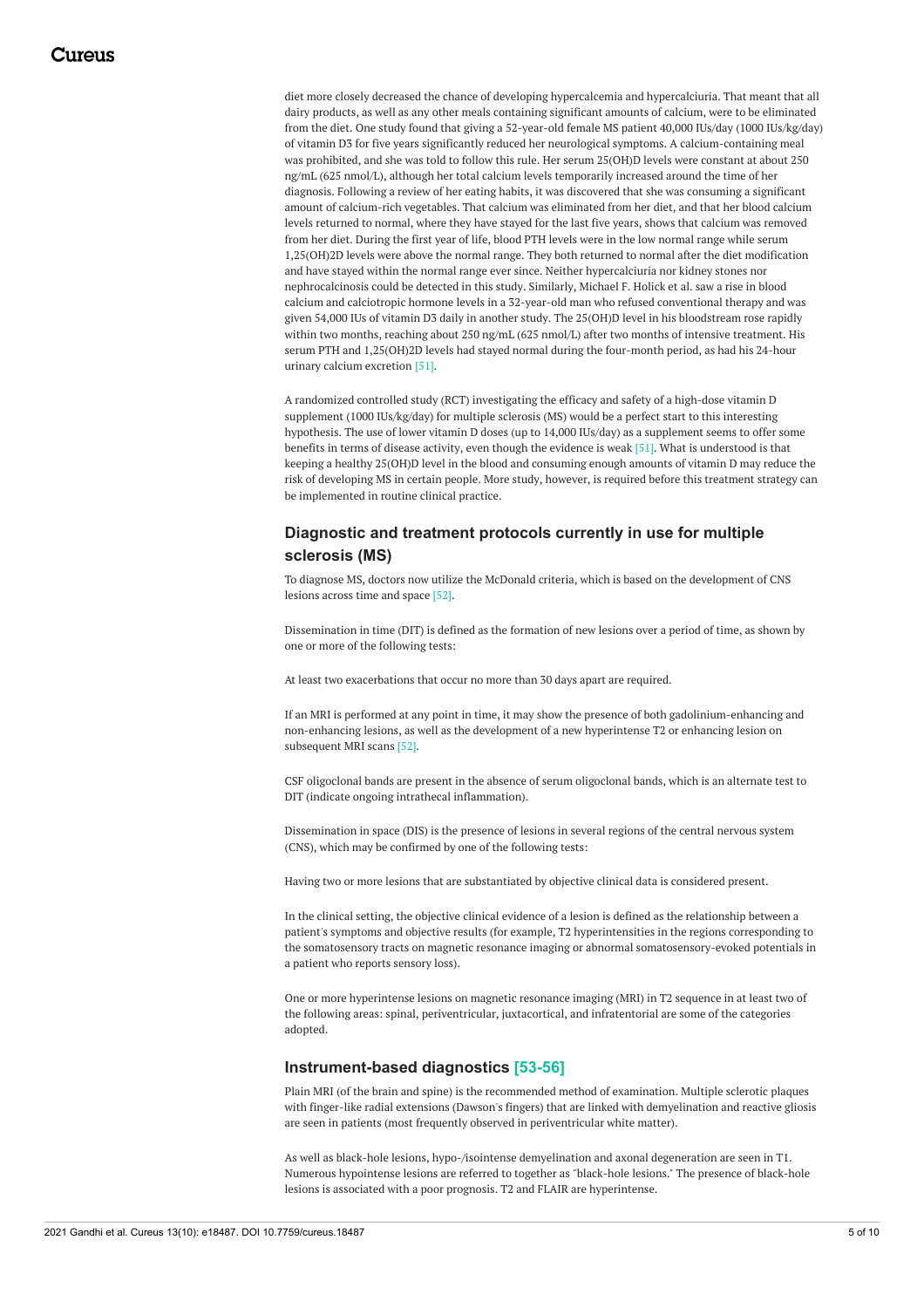diet more closely decreased the chance of developing hypercalcemia and hypercalciuria. That meant that all dairy products, as well as any other meals containing significant amounts of calcium, were to be eliminated from the diet. One study found that giving a 52-year-old female MS patient 40,000 IUs/day (1000 IUs/kg/day) of vitamin D3 for five years significantly reduced her neurological symptoms. A calcium-containing meal was prohibited, and she was told to follow this rule. Her serum 25(OH)D levels were constant at about 250 ng/mL (625 nmol/L), although her total calcium levels temporarily increased around the time of her diagnosis. Following a review of her eating habits, it was discovered that she was consuming a significant amount of calcium-rich vegetables. That calcium was eliminated from her diet, and that her blood calcium levels returned to normal, where they have stayed for the last five years, shows that calcium was removed from her diet. During the first year of life, blood PTH levels were in the low normal range while serum 1,25(OH)2D levels were above the normal range. They both returned to normal after the diet modification and have stayed within the normal range ever since. Neither hypercalciuria nor kidney stones nor nephrocalcinosis could be detected in this study. Similarly, Michael F. Holick et al. saw a rise in blood calcium and calciotropic hormone levels in a 32-year-old man who refused conventional therapy and was given 54,000 IUs of vitamin D3 daily in another study. The 25(OH)D level in his bloodstream rose rapidly within two months, reaching about 250 ng/mL (625 nmol/L) after two months of intensive treatment. His serum PTH and 1,25(OH)2D levels had stayed normal during the four-month period, as had his 24-hour urinary calcium excretion [51].

A randomized controlled study (RCT) investigating the efficacy and safety of a high-dose vitamin D supplement (1000 IUs/kg/day) for multiple sclerosis (MS) would be a perfect start to this interesting hypothesis. The use of lower vitamin D doses (up to 14,000 IUs/day) as a supplement seems to offer some benefits in terms of disease activity, even though the evidence is weak [51]. What is understood is that keeping a healthy 25(OH)D level in the blood and consuming enough amounts of vitamin D may reduce the risk of developing MS in certain people. More study, however, is required before this treatment strategy can be implemented in routine clinical practice.

## Diagnostic and treatment protocols currently in use for multiple sclerosis (MS)

To diagnose MS, doctors now utilize the McDonald criteria, which is based on the development of CNS lesions across time and space [52].

Dissemination in time (DIT) is defined as the formation of new lesions over a period of time, as shown by one or more of the following tests:

At least two exacerbations that occur no more than 30 days apart are required.

If an MRI is performed at any point in time, it may show the presence of both gadolinium-enhancing and non-enhancing lesions, as well as the development of a new hyperintense T2 or enhancing lesion on subsequent MRI scans [52].

CSF oligoclonal bands are present in the absence of serum oligoclonal bands, which is an alternate test to DIT (indicate ongoing intrathecal inflammation).

Dissemination in space (DIS) is the presence of lesions in several regions of the central nervous system (CNS), which may be confirmed by one of the following tests:

Having two or more lesions that are substantiated by objective clinical data is considered present.

In the clinical setting, the objective clinical evidence of a lesion is defined as the relationship between a patient's symptoms and objective results (for example, T2 hyperintensities in the regions corresponding to the somatosensory tracts on magnetic resonance imaging or abnormal somatosensory-evoked potentials in a patient who reports sensory loss).

One or more hyperintense lesions on magnetic resonance imaging (MRI) in T2 sequence in at least two of the following areas: spinal, periventricular, juxtacortical, and infratentorial are some of the categories adopted.

## Instrument-based diagnostics [53-56]

Plain MRI (of the brain and spine) is the recommended method of examination. Multiple sclerotic plaques with finger-like radial extensions (Dawson's fingers) that are linked with demyelination and reactive gliosis are seen in patients (most frequently observed in periventricular white matter).

As well as black-hole lesions, hypo-/isointense demyelination and axonal degeneration are seen in T1. Numerous hypointense lesions are referred to together as "black-hole lesions." The presence of black-hole lesions is associated with a poor prognosis. T2 and FLAIR are hyperintense.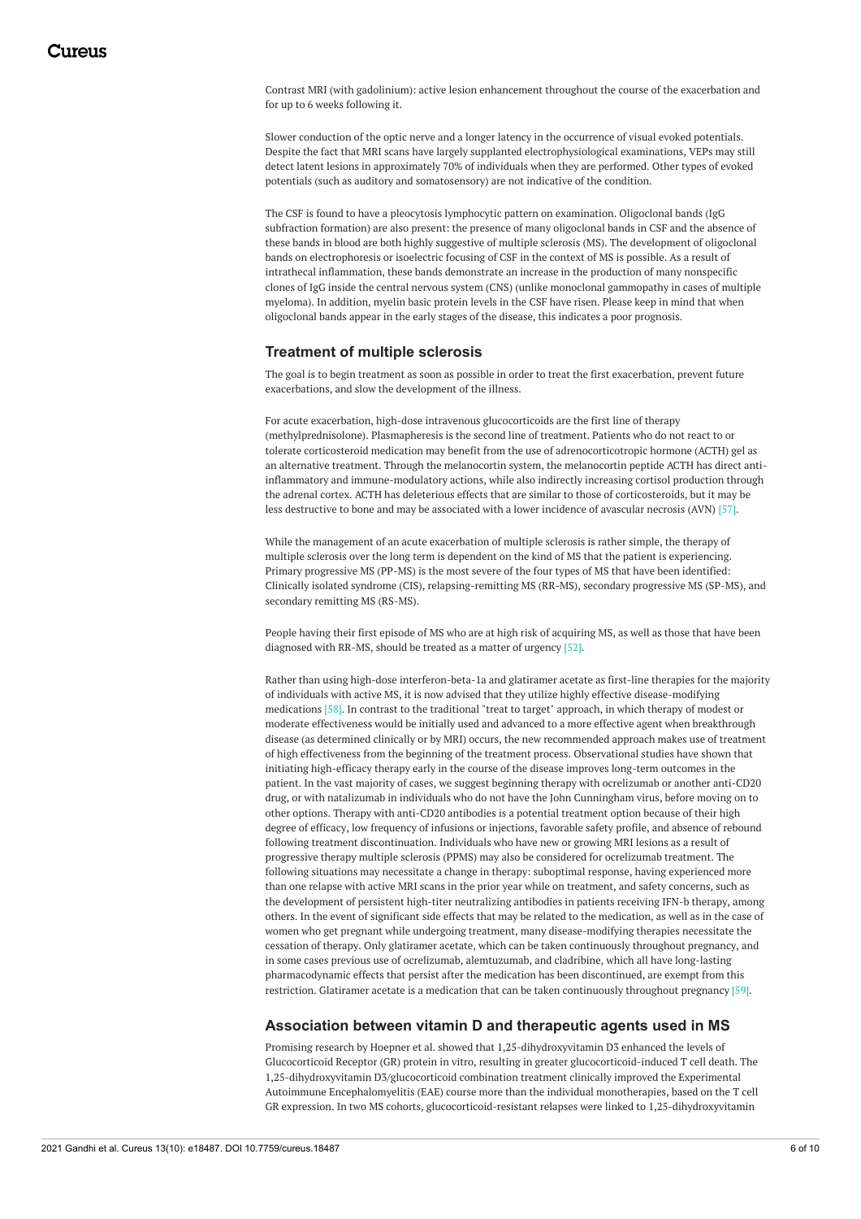Contrast MRI (with gadolinium): active lesion enhancement throughout the course of the exacerbation and for up to 6 weeks following it.

Slower conduction of the optic nerve and a longer latency in the occurrence of visual evoked potentials. Despite the fact that MRI scans have largely supplanted electrophysiological examinations, VEPs may still detect latent lesions in approximately 70% of individuals when they are performed. Other types of evoked potentials (such as auditory and somatosensory) are not indicative of the condition.

The CSF is found to have a pleocytosis lymphocytic pattern on examination. Oligoclonal bands (IgG subfraction formation) are also present: the presence of many oligoclonal bands in CSF and the absence of these bands in blood are both highly suggestive of multiple sclerosis (MS). The development of oligoclonal bands on electrophoresis or isoelectric focusing of CSF in the context of MS is possible. As a result of intrathecal inflammation, these bands demonstrate an increase in the production of many nonspecific clones of IgG inside the central nervous system (CNS) (unlike monoclonal gammopathy in cases of multiple myeloma). In addition, myelin basic protein levels in the CSF have risen. Please keep in mind that when oligoclonal bands appear in the early stages of the disease, this indicates a poor prognosis.

## Treatment of multiple sclerosis

The goal is to begin treatment as soon as possible in order to treat the first exacerbation, prevent future exacerbations, and slow the development of the illness.

For acute exacerbation, high-dose intravenous glucocorticoids are the first line of therapy (methylprednisolone). Plasmapheresis is the second line of treatment. Patients who do not react to or tolerate corticosteroid medication may benefit from the use of adrenocorticotropic hormone (ACTH) gel as an alternative treatment. Through the melanocortin system, the melanocortin peptide ACTH has direct anti-inflammatory and immune-modulatory actions, while also indirectly increasing cortisol production through the adrenal cortex. ACTH has deleterious effects that are similar to those of corticosteroids, but it may be less destructive to bone and may be associated with a lower incidence of avascular necrosis (AVN) [57].

While the management of an acute exacerbation of multiple sclerosis is rather simple, the therapy of multiple sclerosis over the long term is dependent on the kind of MS that the patient is experiencing. Primary progressive MS (PP-MS) is the most severe of the four types of MS that have been identified: Clinically isolated syndrome (CIS), relapsing-remitting MS (RR-MS), secondary progressive MS (SP-MS), and secondary remitting MS (RS-MS).

People having their first episode of MS who are at high risk of acquiring MS, as well as those that have been diagnosed with RR-MS, should be treated as a matter of urgency [52].

Rather than using high-dose interferon-beta-1a and glatiramer acetate as first-line therapies for the majority of individuals with active MS, it is now advised that they utilize highly effective disease-modifying medications [58]. In contrast to the traditional "treat to target" approach, in which therapy of modest or moderate effectiveness would be initially used and advanced to a more effective agent when breakthrough disease (as determined clinically or by MRI) occurs, the new recommended approach makes use of treatment of high effectiveness from the beginning of the treatment process. Observational studies have shown that initiating high-efficacy therapy early in the course of the disease improves long-term outcomes in the patient. In the vast majority of cases, we suggest beginning therapy with ocrelizumab or another anti-CD20 drug, or with natalizumab in individuals who do not have the John Cunningham virus, before moving on to other options. Therapy with anti-CD20 antibodies is a potential treatment option because of their high degree of efficacy, low frequency of infusions or injections, favorable safety profile, and absence of rebound following treatment discontinuation. Individuals who have new or growing MRI lesions as a result of progressive therapy multiple sclerosis (PPMS) may also be considered for ocrelizumab treatment. The following situations may necessitate a change in therapy: suboptimal response, having experienced more than one relapse with active MRI scans in the prior year while on treatment, and safety concerns, such as the development of persistent high-titer neutralizing antibodies in patients receiving IFN-b therapy, among others. In the event of significant side effects that may be related to the medication, as well as in the case of women who get pregnant while undergoing treatment, many disease-modifying therapies necessitate the cessation of therapy. Only glatiramer acetate, which can be taken continuously throughout pregnancy, and in some cases previous use of ocrelizumab, alemtuzumab, and cladribine, which all have long-lasting pharmacodynamic effects that persist after the medication has been discontinued, are exempt from this restriction. Glatiramer acetate is a medication that can be taken continuously throughout pregnancy [59].

## Association between vitamin D and therapeutic agents used in MS

Promising research by Hoepner et al. showed that 1,25-dihydroxyvitamin D3 enhanced the levels of Glucocorticoid Receptor (GR) protein in vitro, resulting in greater glucocorticoid-induced T cell death. The 1,25-dihydroxyvitamin D3/glucocorticoid combination treatment clinically improved the Experimental Autoimmune Encephalomyelitis (EAE) course more than the individual monotherapies, based on the T cell GR expression. In two MS cohorts, glucocorticoid-resistant relapses were linked to 1,25-dihydroxyvitamin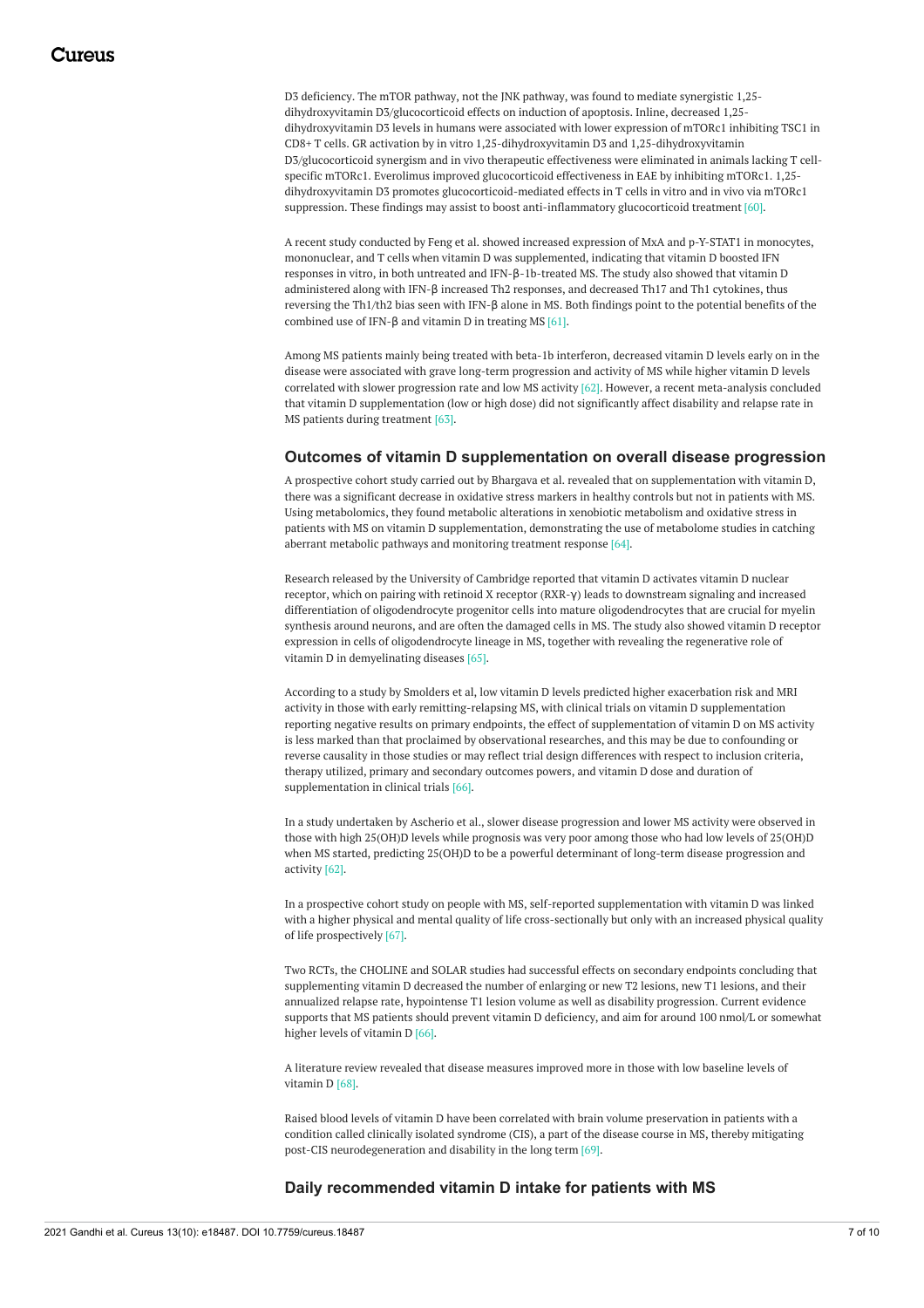D3 deficiency. The mTOR pathway, not the JNK pathway, was found to mediate synergistic 1,25-dihydroxyvitamin D3/glucocorticoid effects on induction of apoptosis. Inline, decreased 1,25-dihydroxyvitamin D3 levels in humans were associated with lower expression of mTORc1 inhibiting TSC1 in CD8+ T cells. GR activation by in vitro 1,25-dihydroxyvitamin D3 and 1,25-dihydroxyvitamin D3/glucocorticoid synergism and in vivo therapeutic effectiveness were eliminated in animals lacking T cell-specific mTORc1. Everolimus improved glucocorticoid effectiveness in EAE by inhibiting mTORc1. 1,25-dihydroxyvitamin D3 promotes glucocorticoid-mediated effects in T cells in vitro and in vivo via mTORc1 suppression. These findings may assist to boost anti-inflammatory glucocorticoid treatment [60].

A recent study conducted by Feng et al. showed increased expression of MxA and p-Y-STAT1 in monocytes, mononuclear, and T cells when vitamin D was supplemented, indicating that vitamin D boosted IFN responses in vitro, in both untreated and IFN-β-1b-treated MS. The study also showed that vitamin D administered along with IFN-β increased Th2 responses, and decreased Th17 and Th1 cytokines, thus reversing the Th1/th2 bias seen with IFN-β alone in MS. Both findings point to the potential benefits of the combined use of IFN-β and vitamin D in treating MS [61].

Among MS patients mainly being treated with beta-1b interferon, decreased vitamin D levels early on in the disease were associated with grave long-term progression and activity of MS while higher vitamin D levels correlated with slower progression rate and low MS activity [62]. However, a recent meta-analysis concluded that vitamin D supplementation (low or high dose) did not significantly affect disability and relapse rate in MS patients during treatment [63].

## Outcomes of vitamin D supplementation on overall disease progression

A prospective cohort study carried out by Bhargava et al. revealed that on supplementation with vitamin D, there was a significant decrease in oxidative stress markers in healthy controls but not in patients with MS. Using metabolomics, they found metabolic alterations in xenobiotic metabolism and oxidative stress in patients with MS on vitamin D supplementation, demonstrating the use of metabolome studies in catching aberrant metabolic pathways and monitoring treatment response [64].

Research released by the University of Cambridge reported that vitamin D activates vitamin D nuclear receptor, which on pairing with retinoid X receptor (RXR-γ) leads to downstream signaling and increased differentiation of oligodendrocyte progenitor cells into mature oligodendrocytes that are crucial for myelin synthesis around neurons, and are often the damaged cells in MS. The study also showed vitamin D receptor expression in cells of oligodendrocyte lineage in MS, together with revealing the regenerative role of vitamin D in demyelinating diseases [65].

According to a study by Smolders et al, low vitamin D levels predicted higher exacerbation risk and MRI activity in those with early remitting-relapsing MS, with clinical trials on vitamin D supplementation reporting negative results on primary endpoints, the effect of supplementation of vitamin D on MS activity is less marked than that proclaimed by observational researches, and this may be due to confounding or reverse causality in those studies or may reflect trial design differences with respect to inclusion criteria, therapy utilized, primary and secondary outcomes powers, and vitamin D dose and duration of supplementation in clinical trials [66].

In a study undertaken by Ascherio et al., slower disease progression and lower MS activity were observed in those with high 25(OH)D levels while prognosis was very poor among those who had low levels of 25(OH)D when MS started, predicting 25(OH)D to be a powerful determinant of long-term disease progression and activity [62].

In a prospective cohort study on people with MS, self-reported supplementation with vitamin D was linked with a higher physical and mental quality of life cross-sectionally but only with an increased physical quality of life prospectively [67].

Two RCTs, the CHOLINE and SOLAR studies had successful effects on secondary endpoints concluding that supplementing vitamin D decreased the number of enlarging or new T2 lesions, new T1 lesions, and their annualized relapse rate, hypointense T1 lesion volume as well as disability progression. Current evidence supports that MS patients should prevent vitamin D deficiency, and aim for around 100 nmol/L or somewhat higher levels of vitamin D [66].

A literature review revealed that disease measures improved more in those with low baseline levels of vitamin D [68].

Raised blood levels of vitamin D have been correlated with brain volume preservation in patients with a condition called clinically isolated syndrome (CIS), a part of the disease course in MS, thereby mitigating post-CIS neurodegeneration and disability in the long term [69].

## Daily recommended vitamin D intake for patients with MS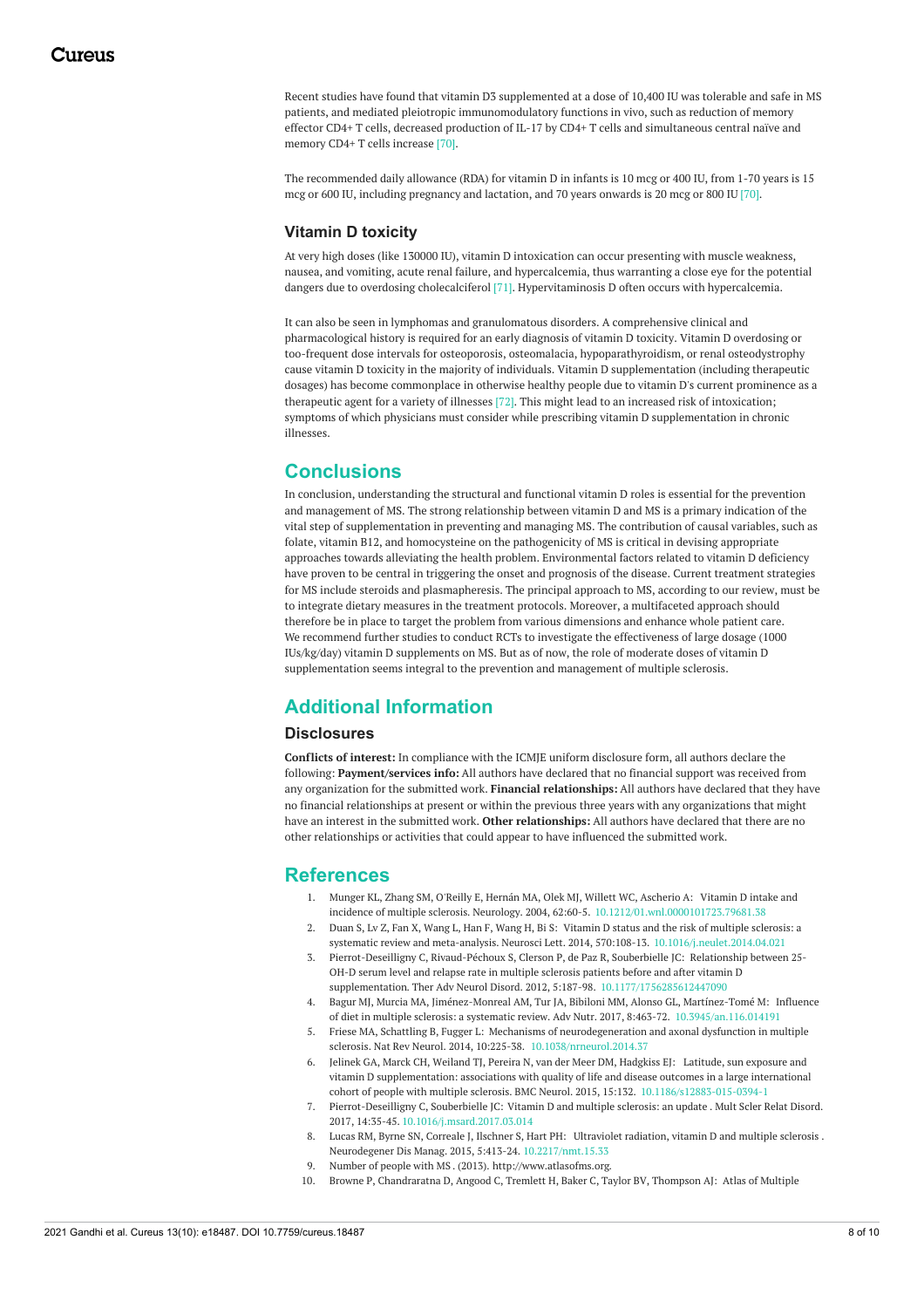Recent studies have found that vitamin D3 supplemented at a dose of 10,400 IU was tolerable and safe in MS patients, and mediated pleiotropic immunomodulatory functions in vivo, such as reduction of memory effector CD4+ T cells, decreased production of IL-17 by CD4+ T cells and simultaneous central naïve and memory CD4+ T cells increase [70].

The recommended daily allowance (RDA) for vitamin D in infants is 10 mcg or 400 IU, from 1-70 years is 15 mcg or 600 IU, including pregnancy and lactation, and 70 years onwards is 20 mcg or 800 IU [70].

### Vitamin D toxicity

At very high doses (like 130000 IU), vitamin D intoxication can occur presenting with muscle weakness, nausea, and vomiting, acute renal failure, and hypercalcemia, thus warranting a close eye for the potential dangers due to overdosing cholecalciferol [71]. Hypervitaminosis D often occurs with hypercalcemia.

It can also be seen in lymphomas and granulomatous disorders. A comprehensive clinical and pharmacological history is required for an early diagnosis of vitamin D toxicity. Vitamin D overdosing or too-frequent dose intervals for osteoporosis, osteomalacia, hypoparathyroidism, or renal osteodystrophy cause vitamin D toxicity in the majority of individuals. Vitamin D supplementation (including therapeutic dosages) has become commonplace in otherwise healthy people due to vitamin D's current prominence as a therapeutic agent for a variety of illnesses [72]. This might lead to an increased risk of intoxication; symptoms of which physicians must consider while prescribing vitamin D supplementation in chronic illnesses.

## Conclusions

In conclusion, understanding the structural and functional vitamin D roles is essential for the prevention and management of MS. The strong relationship between vitamin D and MS is a primary indication of the vital step of supplementation in preventing and managing MS. The contribution of causal variables, such as folate, vitamin B12, and homocysteine on the pathogenicity of MS is critical in devising appropriate approaches towards alleviating the health problem. Environmental factors related to vitamin D deficiency have proven to be central in triggering the onset and prognosis of the disease. Current treatment strategies for MS include steroids and plasmapheresis. The principal approach to MS, according to our review, must be to integrate dietary measures in the treatment protocols. Moreover, a multifaceted approach should therefore be in place to target the problem from various dimensions and enhance whole patient care. We recommend further studies to conduct RCTs to investigate the effectiveness of large dosage (1000 IUs/kg/day) vitamin D supplements on MS. But as of now, the role of moderate doses of vitamin D supplementation seems integral to the prevention and management of multiple sclerosis.

## Additional Information

### Disclosures

**Conflicts of interest:** In compliance with the ICMJE uniform disclosure form, all authors declare the following: **Payment/services info:** All authors have declared that no financial support was received from any organization for the submitted work. **Financial relationships:** All authors have declared that they have no financial relationships at present or within the previous three years with any organizations that might have an interest in the submitted work. **Other relationships:** All authors have declared that there are no other relationships or activities that could appear to have influenced the submitted work.

## References

1. Munger KL, Zhang SM, O'Reilly E, Hernán MA, Olek MJ, Willett WC, Ascherio A: Vitamin D intake and incidence of multiple sclerosis. Neurology. 2004, 62:60-5. 10.1212/01.wnl.0000101723.79681.38
2. Duan S, Lv Z, Fan X, Wang L, Han F, Wang H, Bi S: Vitamin D status and the risk of multiple sclerosis: a systematic review and meta-analysis. Neurosci Lett. 2014, 570:108-13. 10.1016/j.neulet.2014.04.021
3. Pierrot-Deseilligny C, Rivaud-Péchoux S, Clerson P, de Paz R, Souberbielle JC: Relationship between 25-OH-D serum level and relapse rate in multiple sclerosis patients before and after vitamin D supplementation. Ther Adv Neurol Disord. 2012, 5:187-98. 10.1177/1756285612447090
4. Bagur MJ, Murcia MA, Jiménez-Monreal AM, Tur JA, Bibiloni MM, Alonso GL, Martínez-Tomé M: Influence of diet in multiple sclerosis: a systematic review. Adv Nutr. 2017, 8:463-72. 10.3945/an.116.014191
5. Friese MA, Schattling B, Fugger L: Mechanisms of neurodegeneration and axonal dysfunction in multiple sclerosis. Nat Rev Neurol. 2014, 10:225-38. 10.1038/nrneurol.2014.37
6. Jelinek GA, Marck CH, Weiland TJ, Pereira N, van der Meer DM, Hadgkiss EJ: Latitude, sun exposure and vitamin D supplementation: associations with quality of life and disease outcomes in a large international cohort of people with multiple sclerosis. BMC Neurol. 2015, 15:132. 10.1186/s12883-015-0394-1
7. Pierrot-Deseilligny C, Souberbielle JC: Vitamin D and multiple sclerosis: an update . Mult Scler Relat Disord. 2017, 14:35-45. 10.1016/j.msard.2017.03.014
8. Lucas RM, Byrne SN, Correale J, Ilschner S, Hart PH: Ultraviolet radiation, vitamin D and multiple sclerosis . Neurodegener Dis Manag. 2015, 5:413-24. 10.2217/nmt.15.33
9. Number of people with MS . (2013). http://www.atlasofms.org.
10. Browne P, Chandraratna D, Angood C, Tremlett H, Baker C, Taylor BV, Thompson AJ: Atlas of Multiple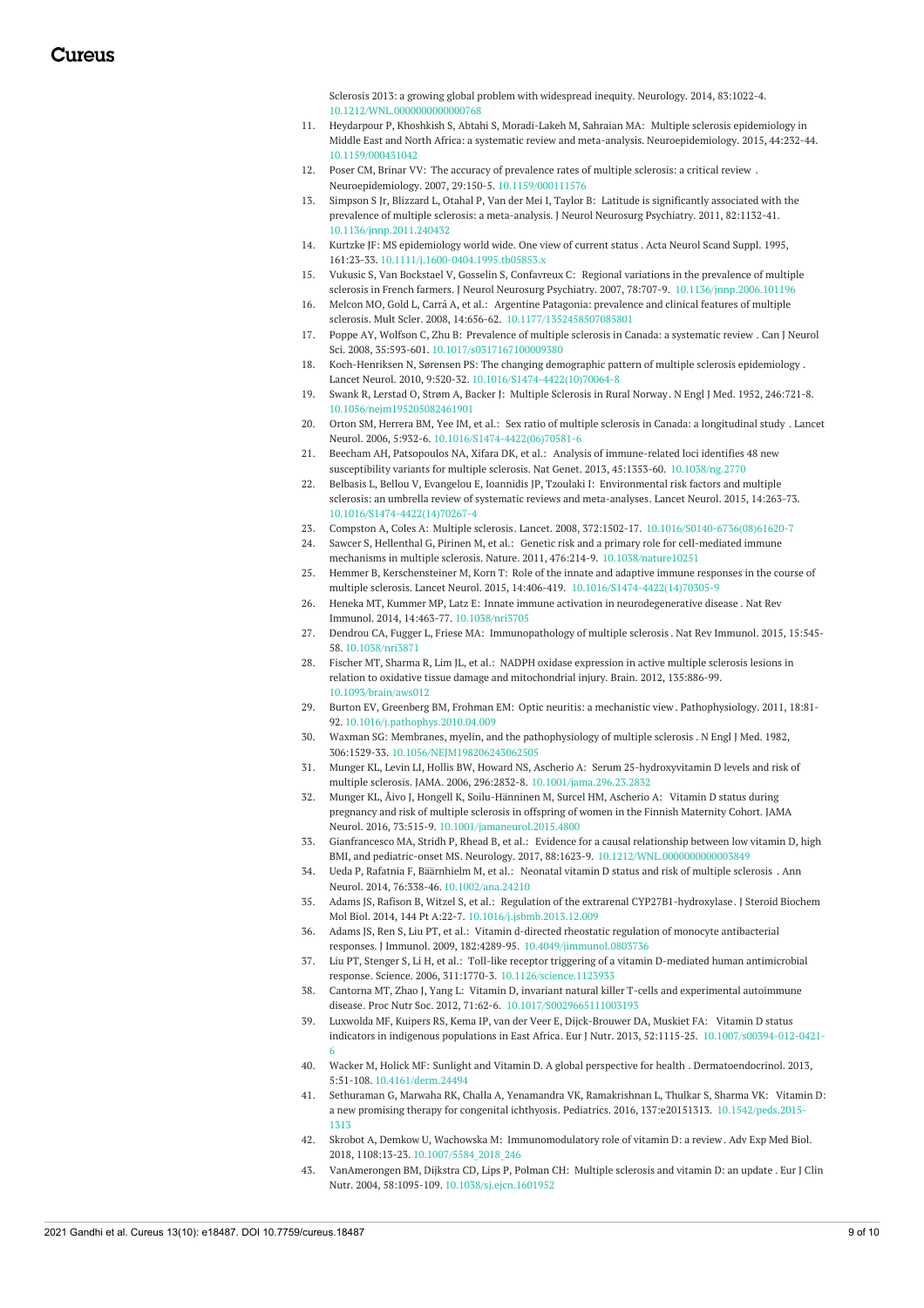Sclerosis 2013: a growing global problem with widespread inequity. Neurology. 2014, 83:1022-4. 10.1212/WNL.0000000000000768

11. Heydarpour P, Khoshkish S, Abtahi S, Moradi-Lakeh M, Sahraian MA: Multiple sclerosis epidemiology in Middle East and North Africa: a systematic review and meta-analysis. Neuroepidemiology. 2015, 44:232-44. 10.1159/000431042
12. Poser CM, Brinar VV: The accuracy of prevalence rates of multiple sclerosis: a critical review . Neuroepidemiology. 2007, 29:150-5. 10.1159/000111576
13. Simpson S Jr, Blizzard L, Otahal P, Van der Mei I, Taylor B: Latitude is significantly associated with the prevalence of multiple sclerosis: a meta-analysis. J Neurol Neurosurg Psychiatry. 2011, 82:1132-41. 10.1136/jnnp.2011.240432
14. Kurtzke JF: MS epidemiology world wide. One view of current status . Acta Neurol Scand Suppl. 1995, 161:23-33. 10.1111/j.1600-0404.1995.tb05853.x
15. Vukusic S, Van Bockstael V, Gosselin S, Confavreux C: Regional variations in the prevalence of multiple sclerosis in French farmers. J Neurol Neurosurg Psychiatry. 2007, 78:707-9. 10.1136/jnnp.2006.101196
16. Melcon MO, Gold L, Carrá A, et al.: Argentine Patagonia: prevalence and clinical features of multiple sclerosis. Mult Scler. 2008, 14:656-62. 10.1177/1352458507085801
17. Poppe AY, Wolfson C, Zhu B: Prevalence of multiple sclerosis in Canada: a systematic review . Can J Neurol Sci. 2008, 35:593-601. 10.1017/s0317167100009380
18. Koch-Henriksen N, Sørensen PS: The changing demographic pattern of multiple sclerosis epidemiology . Lancet Neurol. 2010, 9:520-32. 10.1016/S1474-4422(10)70064-8
19. Swank R, Lerstad O, Strøm A, Backer J: Multiple Sclerosis in Rural Norway. N Engl J Med. 1952, 246:721-8. 10.1056/nejm195205082461901
20. Orton SM, Herrera BM, Yee IM, et al.: Sex ratio of multiple sclerosis in Canada: a longitudinal study . Lancet Neurol. 2006, 5:932-6. 10.1016/S1474-4422(06)70581-6
21. Beecham AH, Patsopoulos NA, Xifara DK, et al.: Analysis of immune-related loci identifies 48 new susceptibility variants for multiple sclerosis. Nat Genet. 2013, 45:1353-60. 10.1038/ng.2770
22. Belbasis L, Bellou V, Evangelou E, Ioannidis JP, Tzoulaki I: Environmental risk factors and multiple sclerosis: an umbrella review of systematic reviews and meta-analyses. Lancet Neurol. 2015, 14:263-73. 10.1016/S1474-4422(14)70267-4
23. Compston A, Coles A: Multiple sclerosis. Lancet. 2008, 372:1502-17. 10.1016/S0140-6736(08)61620-7
24. Sawcer S, Hellenthal G, Pirinen M, et al.: Genetic risk and a primary role for cell-mediated immune mechanisms in multiple sclerosis. Nature. 2011, 476:214-9. 10.1038/nature10251
25. Hemmer B, Kerschensteiner M, Korn T: Role of the innate and adaptive immune responses in the course of multiple sclerosis. Lancet Neurol. 2015, 14:406-419. 10.1016/S1474-4422(14)70305-9
26. Heneka MT, Kummer MP, Latz E: Innate immune activation in neurodegenerative disease . Nat Rev Immunol. 2014, 14:463-77. 10.1038/nri3705
27. Dendrou CA, Fugger L, Friese MA: Immunopathology of multiple sclerosis . Nat Rev Immunol. 2015, 15:545-58. 10.1038/nri3871
28. Fischer MT, Sharma R, Lim JL, et al.: NADPH oxidase expression in active multiple sclerosis lesions in relation to oxidative tissue damage and mitochondrial injury. Brain. 2012, 135:886-99. 10.1093/brain/aws012
29. Burton EV, Greenberg BM, Frohman EM: Optic neuritis: a mechanistic view . Pathophysiology. 2011, 18:81-92. 10.1016/j.pathophys.2010.04.009
30. Waxman SG: Membranes, myelin, and the pathophysiology of multiple sclerosis . N Engl J Med. 1982, 306:1529-33. 10.1056/NEJM198206243062505
31. Munger KL, Levin LI, Hollis BW, Howard NS, Ascherio A: Serum 25-hydroxyvitamin D levels and risk of multiple sclerosis. JAMA. 2006, 296:2832-8. 10.1001/jama.296.23.2832
32. Munger KL, Åivo J, Hongell K, Soilu-Hänninen M, Surcel HM, Ascherio A: Vitamin D status during pregnancy and risk of multiple sclerosis in offspring of women in the Finnish Maternity Cohort. JAMA Neurol. 2016, 73:515-9. 10.1001/jamaneurol.2015.4800
33. Gianfrancesco MA, Stridh P, Rhead B, et al.: Evidence for a causal relationship between low vitamin D, high BMI, and pediatric-onset MS. Neurology. 2017, 88:1623-9. 10.1212/WNL.0000000000003849
34. Ueda P, Rafatnia F, Bäärnhielm M, et al.: Neonatal vitamin D status and risk of multiple sclerosis . Ann Neurol. 2014, 76:338-46. 10.1002/ana.24210
35. Adams JS, Rafison B, Witzel S, et al.: Regulation of the extrarenal CYP27B1-hydroxylase . J Steroid Biochem Mol Biol. 2014, 144 Pt A:22-7. 10.1016/j.jsbmb.2013.12.009
36. Adams JS, Ren S, Liu PT, et al.: Vitamin d-directed rheostatic regulation of monocyte antibacterial responses. J Immunol. 2009, 182:4289-95. 10.4049/jimmunol.0803736
37. Liu PT, Stenger S, Li H, et al.: Toll-like receptor triggering of a vitamin D-mediated human antimicrobial response. Science. 2006, 311:1770-3. 10.1126/science.1123933
38. Cantorna MT, Zhao J, Yang L: Vitamin D, invariant natural killer T-cells and experimental autoimmune disease. Proc Nutr Soc. 2012, 71:62-6. 10.1017/S0029665111003193
39. Luxwolda MF, Kuipers RS, Kema IP, van der Veer E, Dijck-Brouwer DA, Muskiet FA: Vitamin D status indicators in indigenous populations in East Africa. Eur J Nutr. 2013, 52:1115-25. 10.1007/s00394-012-0421-6
40. Wacker M, Holick MF: Sunlight and Vitamin D. A global perspective for health . Dermatoendocrinol. 2013, 5:51-108. 10.4161/derm.24494
41. Sethuraman G, Marwaha RK, Challa A, Yenamandra VK, Ramakrishnan L, Thulkar S, Sharma VK: Vitamin D: a new promising therapy for congenital ichthyosis. Pediatrics. 2016, 137:e20151313. 10.1542/peds.2015-1313
42. Skrobot A, Demkow U, Wachowska M: Immunomodulatory role of vitamin D: a review . Adv Exp Med Biol. 2018, 1108:13-23. 10.1007/5584_2018_246
43. VanAmerongen BM, Dijkstra CD, Lips P, Polman CH: Multiple sclerosis and vitamin D: an update . Eur J Clin Nutr. 2004, 58:1095-109. 10.1038/sj.ejcn.1601952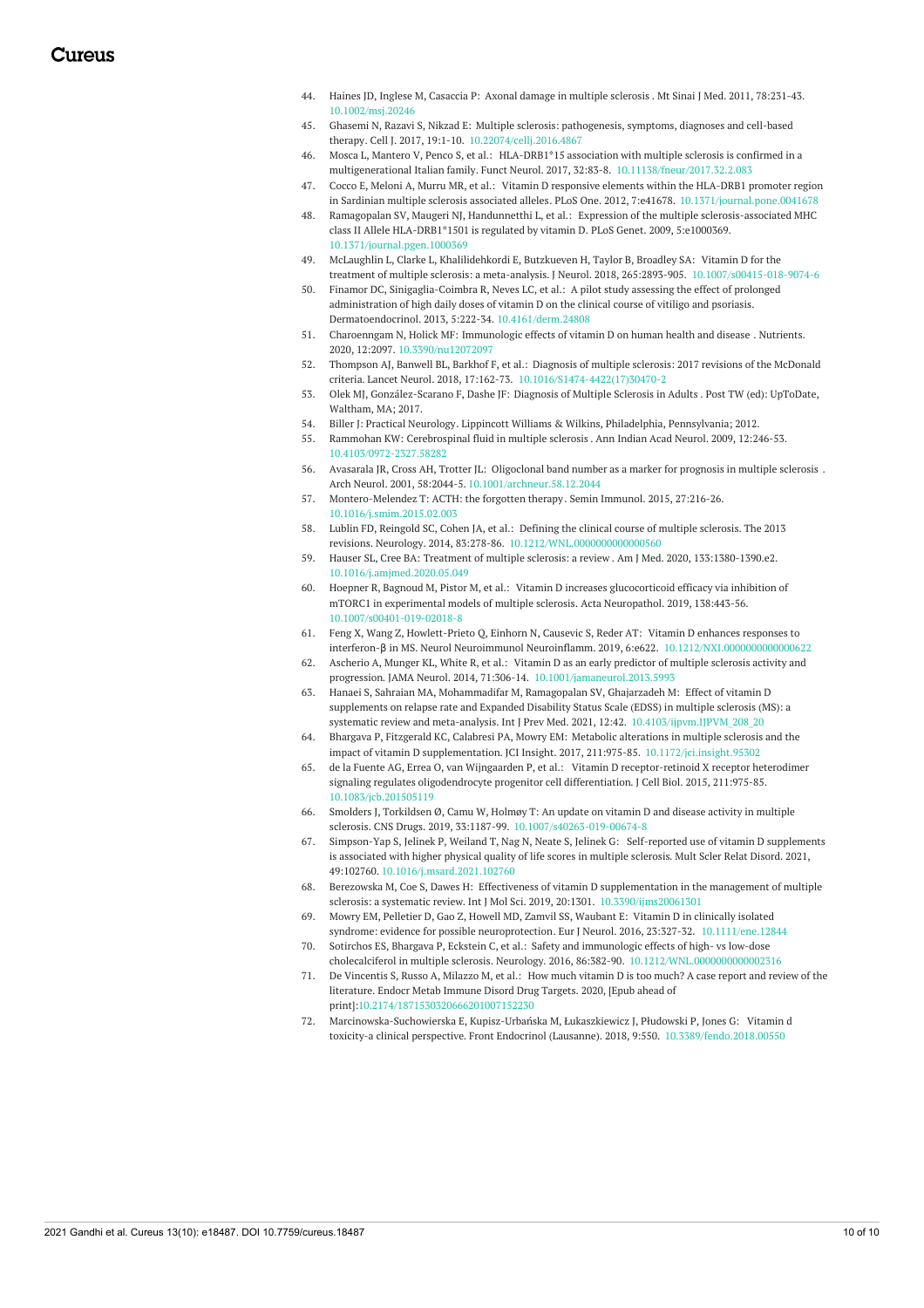44. Haines JD, Inglese M, Casaccia P: Axonal damage in multiple sclerosis . Mt Sinai J Med. 2011, 78:231-43. 10.1002/msj.20246
45. Ghasemi N, Razavi S, Nikzad E: Multiple sclerosis: pathogenesis, symptoms, diagnoses and cell-based therapy. Cell J. 2017, 19:1-10. 10.22074/cellj.2016.4867
46. Mosca L, Mantero V, Penco S, et al.: HLA-DRB1*15 association with multiple sclerosis is confirmed in a multigenerational Italian family. Funct Neurol. 2017, 32:83-8. 10.11138/fneur/2017.32.2.083
47. Cocco E, Meloni A, Murru MR, et al.: Vitamin D responsive elements within the HLA-DRB1 promoter region in Sardinian multiple sclerosis associated alleles. PLoS One. 2012, 7:e41678. 10.1371/journal.pone.0041678
48. Ramagopalan SV, Maugeri NJ, Handunnetthi L, et al.: Expression of the multiple sclerosis-associated MHC class II Allele HLA-DRB1*1501 is regulated by vitamin D. PLoS Genet. 2009, 5:e1000369. 10.1371/journal.pgen.1000369
49. McLaughlin L, Clarke L, Khalilidehkordi E, Butzkueven H, Taylor B, Broadley SA: Vitamin D for the treatment of multiple sclerosis: a meta-analysis. J Neurol. 2018, 265:2893-905. 10.1007/s00415-018-9074-6
50. Finamor DC, Sinigaglia-Coimbra R, Neves LC, et al.: A pilot study assessing the effect of prolonged administration of high daily doses of vitamin D on the clinical course of vitiligo and psoriasis. Dermatoendocrinol. 2013, 5:222-34. 10.4161/derm.24808
51. Charoenngam N, Holick MF: Immunologic effects of vitamin D on human health and disease . Nutrients. 2020, 12:2097. 10.3390/nu12072097
52. Thompson AJ, Banwell BL, Barkhof F, et al.: Diagnosis of multiple sclerosis: 2017 revisions of the McDonald criteria. Lancet Neurol. 2018, 17:162-73. 10.1016/S1474-4422(17)30470-2
53. Olek MJ, González-Scarano F, Dashe JF: Diagnosis of Multiple Sclerosis in Adults . Post TW (ed): UpToDate, Waltham, MA; 2017.
54. Biller J: Practical Neurology. Lippincott Williams & Wilkins, Philadelphia, Pennsylvania; 2012.
55. Rammohan KW: Cerebrospinal fluid in multiple sclerosis . Ann Indian Acad Neurol. 2009, 12:246-53. 10.4103/0972-2327.58282
56. Avasarala JR, Cross AH, Trotter JL: Oligoclonal band number as a marker for prognosis in multiple sclerosis . Arch Neurol. 2001, 58:2044-5. 10.1001/archneur.58.12.2044
57. Montero-Melendez T: ACTH: the forgotten therapy. Semin Immunol. 2015, 27:216-26. 10.1016/j.smim.2015.02.003
58. Lublin FD, Reingold SC, Cohen JA, et al.: Defining the clinical course of multiple sclerosis. The 2013 revisions. Neurology. 2014, 83:278-86. 10.1212/WNL.0000000000000560
59. Hauser SL, Cree BA: Treatment of multiple sclerosis: a review . Am J Med. 2020, 133:1380-1390.e2. 10.1016/j.amjmed.2020.05.049
60. Hoepner R, Bagnoud M, Pistor M, et al.: Vitamin D increases glucocorticoid efficacy via inhibition of mTORC1 in experimental models of multiple sclerosis. Acta Neuropathol. 2019, 138:443-56. 10.1007/s00401-019-02018-8
61. Feng X, Wang Z, Howlett-Prieto Q, Einhorn N, Causevic S, Reder AT: Vitamin D enhances responses to interferon-β in MS. Neurol Neuroimmunol Neuroinflamm. 2019, 6:e622. 10.1212/NXI.0000000000000622
62. Ascherio A, Munger KL, White R, et al.: Vitamin D as an early predictor of multiple sclerosis activity and progression. JAMA Neurol. 2014, 71:306-14. 10.1001/jamaneurol.2013.5993
63. Hanaei S, Sahraian MA, Mohammadifar M, Ramagopalan SV, Ghajarzadeh M: Effect of vitamin D supplements on relapse rate and Expanded Disability Status Scale (EDSS) in multiple sclerosis (MS): a systematic review and meta-analysis. Int J Prev Med. 2021, 12:42. 10.4103/ijpvm.IJPVM_208_20
64. Bhargava P, Fitzgerald KC, Calabresi PA, Mowry EM: Metabolic alterations in multiple sclerosis and the impact of vitamin D supplementation. JCI Insight. 2017, 211:975-85. 10.1172/jci.insight.95302
65. de la Fuente AG, Errea O, van Wijngaarden P, et al.: Vitamin D receptor-retinoid X receptor heterodimer signaling regulates oligodendrocyte progenitor cell differentiation. J Cell Biol. 2015, 211:975-85. 10.1083/jcb.201505119
66. Smolders J, Torkildsen Ø, Camu W, Holmøy T: An update on vitamin D and disease activity in multiple sclerosis. CNS Drugs. 2019, 33:1187-99. 10.1007/s40263-019-00674-8
67. Simpson-Yap S, Jelinek P, Weiland T, Nag N, Neate S, Jelinek G: Self-reported use of vitamin D supplements is associated with higher physical quality of life scores in multiple sclerosis. Mult Scler Relat Disord. 2021, 49:102760. 10.1016/j.msard.2021.102760
68. Berezowska M, Coe S, Dawes H: Effectiveness of vitamin D supplementation in the management of multiple sclerosis: a systematic review. Int J Mol Sci. 2019, 20:1301. 10.3390/ijms20061301
69. Mowry EM, Pelletier D, Gao Z, Howell MD, Zamvil SS, Waubant E: Vitamin D in clinically isolated syndrome: evidence for possible neuroprotection. Eur J Neurol. 2016, 23:327-32. 10.1111/ene.12844
70. Sotirchos ES, Bhargava P, Eckstein C, et al.: Safety and immunologic effects of high- vs low-dose cholecalciferol in multiple sclerosis. Neurology. 2016, 86:382-90. 10.1212/WNL.0000000000002316
71. De Vincentis S, Russo A, Milazzo M, et al.: How much vitamin D is too much? A case report and review of the literature. Endocr Metab Immune Disord Drug Targets. 2020, [Epub ahead of print]:10.2174/1871530320666201007152230
72. Marcinowska-Suchowierska E, Kupisz-Urbańska M, Łukaszkiewicz J, Płudowski P, Jones G: Vitamin d toxicity-a clinical perspective. Front Endocrinol (Lausanne). 2018, 9:550. 10.3389/fendo.2018.00550